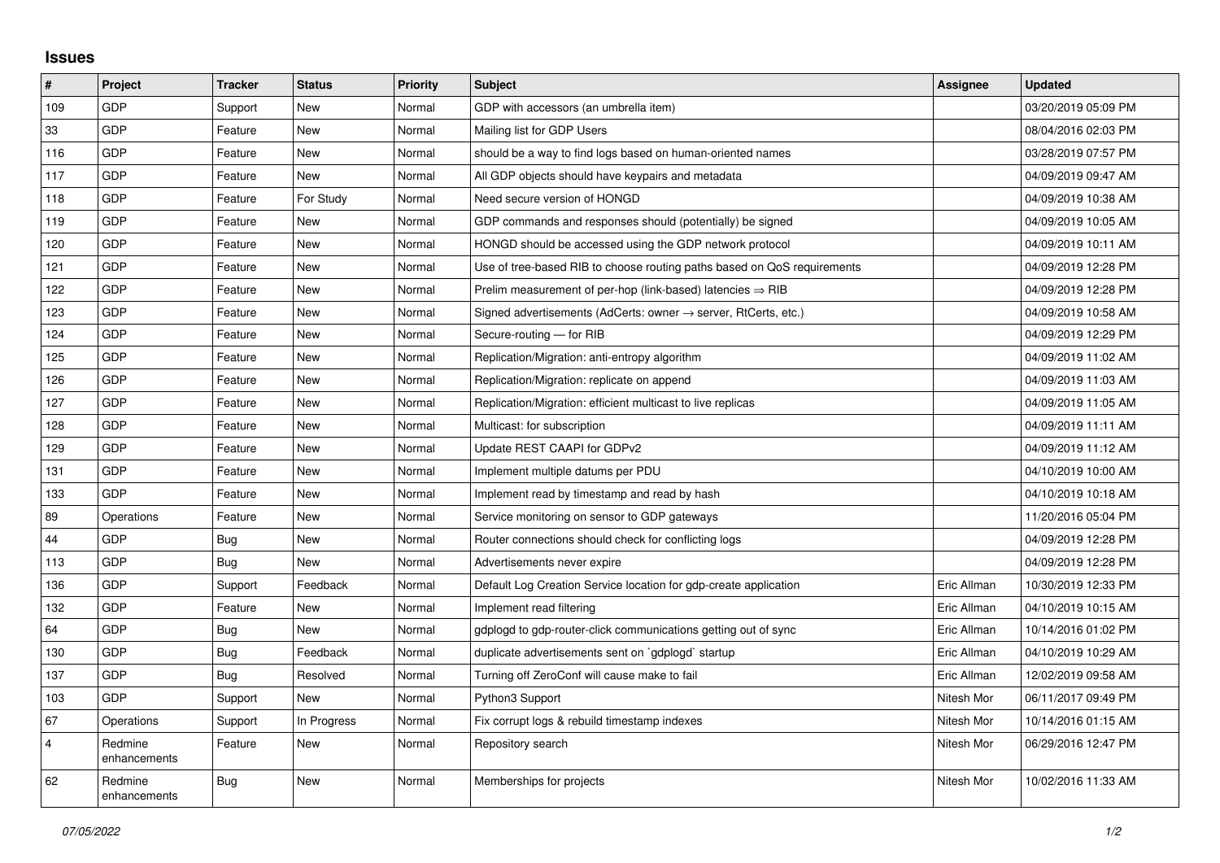# Issues

| # | Project | Tracker | Status | Priority | Subject | Assignee | Updated |
|---|---|---|---|---|---|---|---|
| 109 | GDP | Support | New | Normal | GDP with accessors (an umbrella item) | | 03/20/2019 05:09 PM |
| 33 | GDP | Feature | New | Normal | Mailing list for GDP Users | | 08/04/2016 02:03 PM |
| 116 | GDP | Feature | New | Normal | should be a way to find logs based on human-oriented names | | 03/28/2019 07:57 PM |
| 117 | GDP | Feature | New | Normal | All GDP objects should have keypairs and metadata | | 04/09/2019 09:47 AM |
| 118 | GDP | Feature | For Study | Normal | Need secure version of HONGD | | 04/09/2019 10:38 AM |
| 119 | GDP | Feature | New | Normal | GDP commands and responses should (potentially) be signed | | 04/09/2019 10:05 AM |
| 120 | GDP | Feature | New | Normal | HONGD should be accessed using the GDP network protocol | | 04/09/2019 10:11 AM |
| 121 | GDP | Feature | New | Normal | Use of tree-based RIB to choose routing paths based on QoS requirements | | 04/09/2019 12:28 PM |
| 122 | GDP | Feature | New | Normal | Prelim measurement of per-hop (link-based) latencies ⇒ RIB | | 04/09/2019 12:28 PM |
| 123 | GDP | Feature | New | Normal | Signed advertisements (AdCerts: owner → server, RtCerts, etc.) | | 04/09/2019 10:58 AM |
| 124 | GDP | Feature | New | Normal | Secure-routing — for RIB | | 04/09/2019 12:29 PM |
| 125 | GDP | Feature | New | Normal | Replication/Migration: anti-entropy algorithm | | 04/09/2019 11:02 AM |
| 126 | GDP | Feature | New | Normal | Replication/Migration: replicate on append | | 04/09/2019 11:03 AM |
| 127 | GDP | Feature | New | Normal | Replication/Migration: efficient multicast to live replicas | | 04/09/2019 11:05 AM |
| 128 | GDP | Feature | New | Normal | Multicast: for subscription | | 04/09/2019 11:11 AM |
| 129 | GDP | Feature | New | Normal | Update REST CAAPI for GDPv2 | | 04/09/2019 11:12 AM |
| 131 | GDP | Feature | New | Normal | Implement multiple datums per PDU | | 04/10/2019 10:00 AM |
| 133 | GDP | Feature | New | Normal | Implement read by timestamp and read by hash | | 04/10/2019 10:18 AM |
| 89 | Operations | Feature | New | Normal | Service monitoring on sensor to GDP gateways | | 11/20/2016 05:04 PM |
| 44 | GDP | Bug | New | Normal | Router connections should check for conflicting logs | | 04/09/2019 12:28 PM |
| 113 | GDP | Bug | New | Normal | Advertisements never expire | | 04/09/2019 12:28 PM |
| 136 | GDP | Support | Feedback | Normal | Default Log Creation Service location for gdp-create application | Eric Allman | 10/30/2019 12:33 PM |
| 132 | GDP | Feature | New | Normal | Implement read filtering | Eric Allman | 04/10/2019 10:15 AM |
| 64 | GDP | Bug | New | Normal | gdplogd to gdp-router-click communications getting out of sync | Eric Allman | 10/14/2016 01:02 PM |
| 130 | GDP | Bug | Feedback | Normal | duplicate advertisements sent on `gdplogd` startup | Eric Allman | 04/10/2019 10:29 AM |
| 137 | GDP | Bug | Resolved | Normal | Turning off ZeroConf will cause make to fail | Eric Allman | 12/02/2019 09:58 AM |
| 103 | GDP | Support | New | Normal | Python3 Support | Nitesh Mor | 06/11/2017 09:49 PM |
| 67 | Operations | Support | In Progress | Normal | Fix corrupt logs & rebuild timestamp indexes | Nitesh Mor | 10/14/2016 01:15 AM |
| 4 | Redmine enhancements | Feature | New | Normal | Repository search | Nitesh Mor | 06/29/2016 12:47 PM |
| 62 | Redmine enhancements | Bug | New | Normal | Memberships for projects | Nitesh Mor | 10/02/2016 11:33 AM |

*07/05/2022*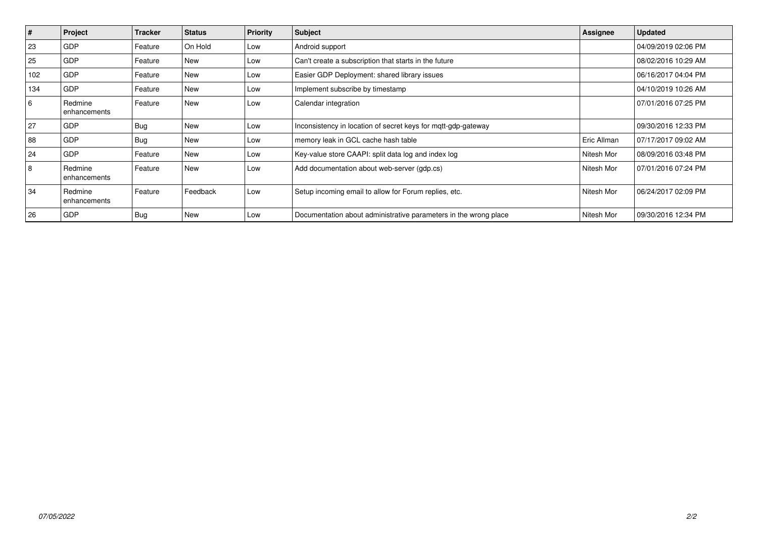| # | Project | Tracker | Status | Priority | Subject | Assignee | Updated |
|---|---|---|---|---|---|---|---|
| 23 | GDP | Feature | On Hold | Low | Android support | | 04/09/2019 02:06 PM |
| 25 | GDP | Feature | New | Low | Can't create a subscription that starts in the future | | 08/02/2016 10:29 AM |
| 102 | GDP | Feature | New | Low | Easier GDP Deployment: shared library issues | | 06/16/2017 04:04 PM |
| 134 | GDP | Feature | New | Low | Implement subscribe by timestamp | | 04/10/2019 10:26 AM |
| 6 | Redmine enhancements | Feature | New | Low | Calendar integration | | 07/01/2016 07:25 PM |
| 27 | GDP | Bug | New | Low | Inconsistency in location of secret keys for mqtt-gdp-gateway | | 09/30/2016 12:33 PM |
| 88 | GDP | Bug | New | Low | memory leak in GCL cache hash table | Eric Allman | 07/17/2017 09:02 AM |
| 24 | GDP | Feature | New | Low | Key-value store CAAPI: split data log and index log | Nitesh Mor | 08/09/2016 03:48 PM |
| 8 | Redmine enhancements | Feature | New | Low | Add documentation about web-server (gdp.cs) | Nitesh Mor | 07/01/2016 07:24 PM |
| 34 | Redmine enhancements | Feature | Feedback | Low | Setup incoming email to allow for Forum replies, etc. | Nitesh Mor | 06/24/2017 02:09 PM |
| 26 | GDP | Bug | New | Low | Documentation about administrative parameters in the wrong place | Nitesh Mor | 09/30/2016 12:34 PM |